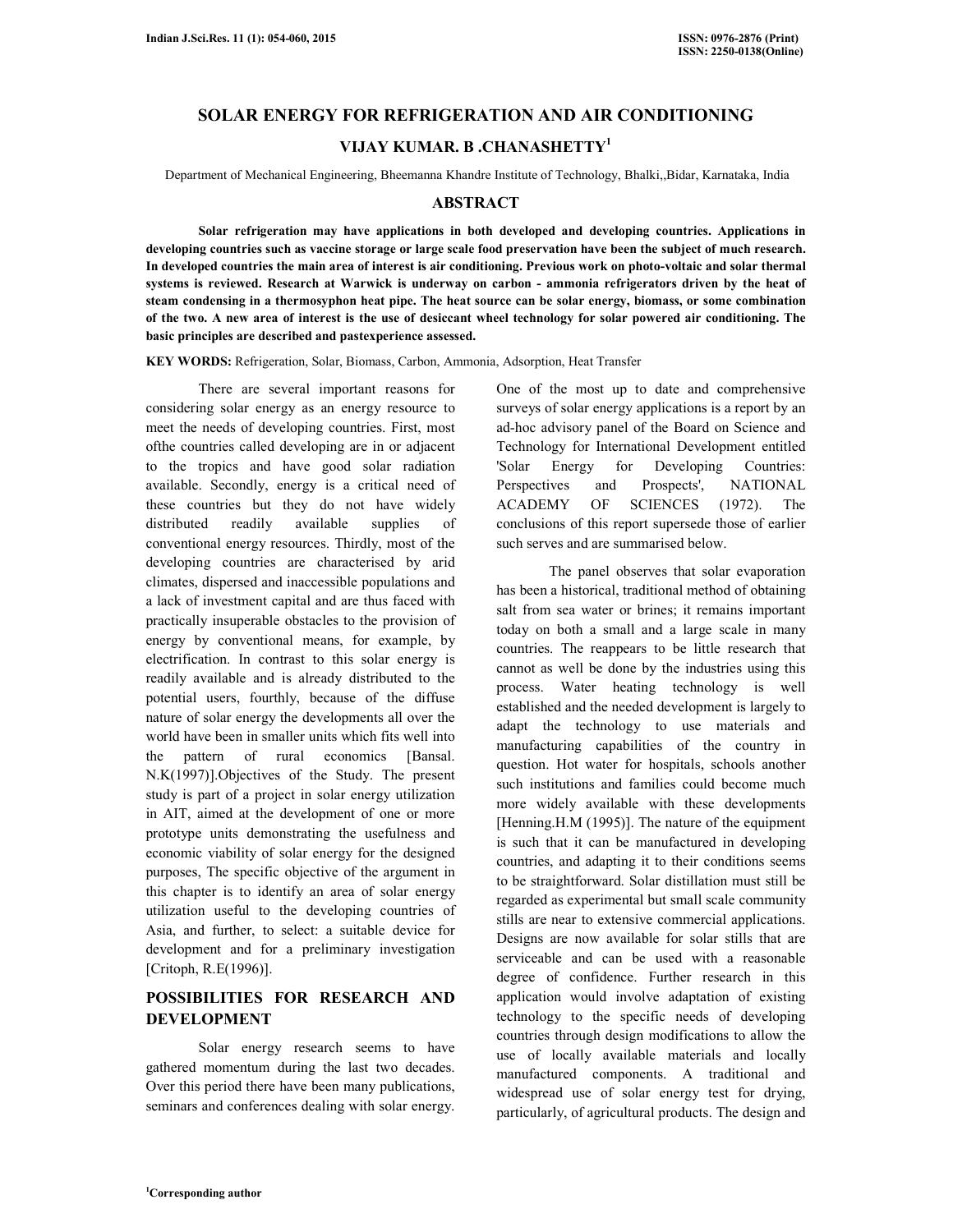# SOLAR ENERGY FOR REFRIGERATION AND AIR CONDITIONING

## VIJAY KUMAR. B .CHANASHETTY[1]

Department of Mechanical Engineering, Bheemanna Khandre Institute of Technology, Bhalki,,Bidar, Karnataka, India

## ABSTRACT

**Solar refrigeration may have applications in both developed and developing countries. Applications in developing countries such as vaccine storage or large scale food preservation have been the subject of much research. In developed countries the main area of interest is air conditioning. Previous work on photo-voltaic and solar thermal systems is reviewed. Research at Warwick is underway on carbon - ammonia refrigerators driven by the heat of steam condensing in a thermosyphon heat pipe. The heat source can be solar energy, biomass, or some combination of the two. A new area of interest is the use of desiccant wheel technology for solar powered air conditioning. The basic principles are described and pastexperience assessed.**

**KEY WORDS:** Refrigeration, Solar, Biomass, Carbon, Ammonia, Adsorption, Heat Transfer

There are several important reasons for considering solar energy as an energy resource to meet the needs of developing countries. First, most ofthe countries called developing are in or adjacent to the tropics and have good solar radiation available. Secondly, energy is a critical need of these countries but they do not have widely distributed readily available supplies of conventional energy resources. Thirdly, most of the developing countries are characterised by arid climates, dispersed and inaccessible populations and a lack of investment capital and are thus faced with practically insuperable obstacles to the provision of energy by conventional means, for example, by electrification. In contrast to this solar energy is readily available and is already distributed to the potential users, fourthly, because of the diffuse nature of solar energy the developments all over the world have been in smaller units which fits well into the pattern of rural economics [Bansal. N.K(1997)].Objectives of the Study. The present study is part of a project in solar energy utilization in AIT, aimed at the development of one or more prototype units demonstrating the usefulness and economic viability of solar energy for the designed purposes, The specific objective of the argument in this chapter is to identify an area of solar energy utilization useful to the developing countries of Asia, and further, to select: a suitable device for development and for a preliminary investigation [Critoph, R.E(1996)].

## POSSIBILITIES FOR RESEARCH AND DEVELOPMENT

Solar energy research seems to have gathered momentum during the last two decades. Over this period there have been many publications, seminars and conferences dealing with solar energy. One of the most up to date and comprehensive surveys of solar energy applications is a report by an ad-hoc advisory panel of the Board on Science and Technology for International Development entitled 'Solar Energy for Developing Countries: Perspectives and Prospects', NATIONAL ACADEMY OF SCIENCES (1972). The conclusions of this report supersede those of earlier such serves and are summarised below.

The panel observes that solar evaporation has been a historical, traditional method of obtaining salt from sea water or brines; it remains important today on both a small and a large scale in many countries. The reappears to be little research that cannot as well be done by the industries using this process. Water heating technology is well established and the needed development is largely to adapt the technology to use materials and manufacturing capabilities of the country in question. Hot water for hospitals, schools another such institutions and families could become much more widely available with these developments [Henning.H.M (1995)]. The nature of the equipment is such that it can be manufactured in developing countries, and adapting it to their conditions seems to be straightforward. Solar distillation must still be regarded as experimental but small scale community stills are near to extensive commercial applications. Designs are now available for solar stills that are serviceable and can be used with a reasonable degree of confidence. Further research in this application would involve adaptation of existing technology to the specific needs of developing countries through design modifications to allow the use of locally available materials and locally manufactured components. A traditional and widespread use of solar energy test for drying, particularly, of agricultural products. The design and

[1]Corresponding author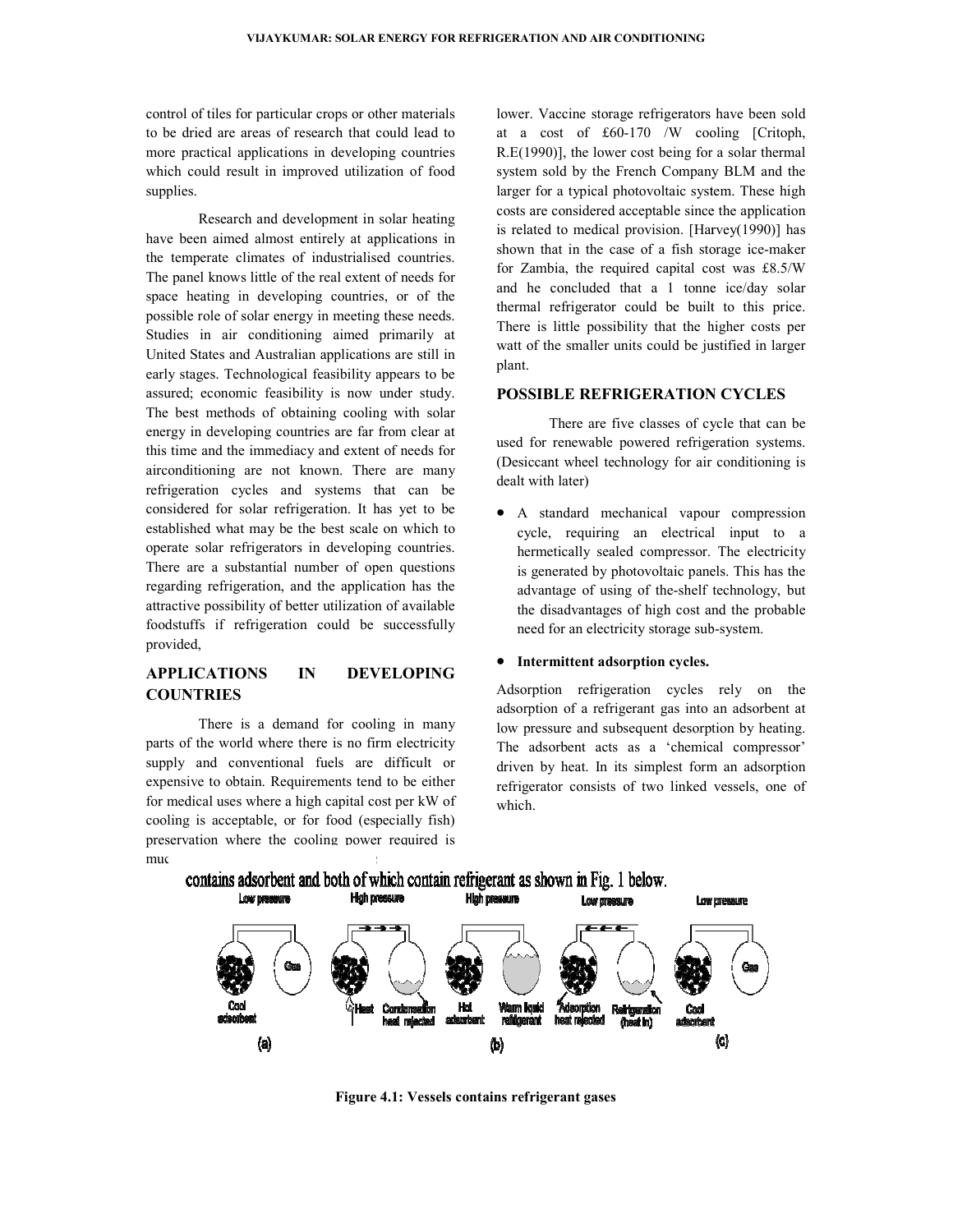control of tiles for particular crops or other materials to be dried are areas of research that could lead to more practical applications in developing countries which could result in improved utilization of food supplies.

Research and development in solar heating have been aimed almost entirely at applications in the temperate climates of industrialised countries. The panel knows little of the real extent of needs for space heating in developing countries, or of the possible role of solar energy in meeting these needs. Studies in air conditioning aimed primarily at United States and Australian applications are still in early stages. Technological feasibility appears to be assured; economic feasibility is now under study. The best methods of obtaining cooling with solar energy in developing countries are far from clear at this time and the immediacy and extent of needs for airconditioning are not known. There are many refrigeration cycles and systems that can be considered for solar refrigeration. It has yet to be established what may be the best scale on which to operate solar refrigerators in developing countries. There are a substantial number of open questions regarding refrigeration, and the application has the attractive possibility of better utilization of available foodstuffs if refrigeration could be successfully provided,

## APPLICATIONS IN DEVELOPING COUNTRIES

There is a demand for cooling in many parts of the world where there is no firm electricity supply and conventional fuels are difficult or expensive to obtain. Requirements tend to be either for medical uses where a high capital cost per kW of cooling is acceptable, or for food (especially fish) preservation where the cooling power required is much lower. Vaccine storage refrigerators have been sold at a cost of £60-170 /W cooling [Critoph, R.E(1990)], the lower cost being for a solar thermal system sold by the French Company BLM and the larger for a typical photovoltaic system. These high costs are considered acceptable since the application is related to medical provision. [Harvey(1990)] has shown that in the case of a fish storage ice-maker for Zambia, the required capital cost was £8.5/W and he concluded that a 1 tonne ice/day solar thermal refrigerator could be built to this price. There is little possibility that the higher costs per watt of the smaller units could be justified in larger plant.

## POSSIBLE REFRIGERATION CYCLES

There are five classes of cycle that can be used for renewable powered refrigeration systems. (Desiccant wheel technology for air conditioning is dealt with later)

- A standard mechanical vapour compression cycle, requiring an electrical input to a hermetically sealed compressor. The electricity is generated by photovoltaic panels. This has the advantage of using of the-shelf technology, but the disadvantages of high cost and the probable need for an electricity storage sub-system.
- **Intermittent adsorption cycles.**

Adsorption refrigeration cycles rely on the adsorption of a refrigerant gas into an adsorbent at low pressure and subsequent desorption by heating. The adsorbent acts as a 'chemical compressor' driven by heat. In its simplest form an adsorption refrigerator consists of two linked vessels, one of which contains adsorbent and both of which contain refrigerant as shown in Fig. 1 below.

**Figure 4.1: Vessels contains refrigerant gases**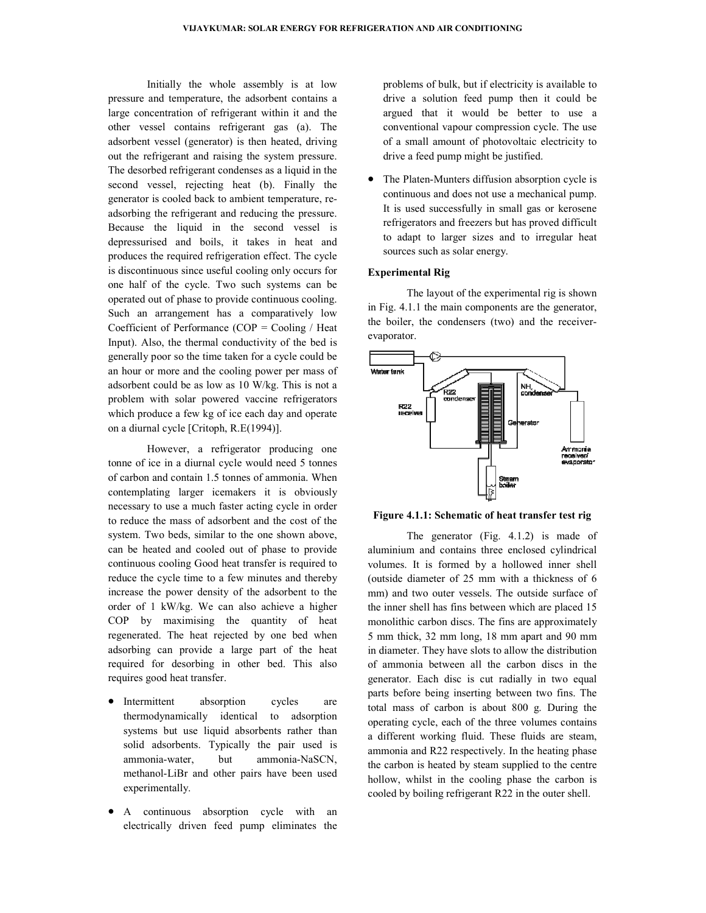Initially the whole assembly is at low pressure and temperature, the adsorbent contains a large concentration of refrigerant within it and the other vessel contains refrigerant gas (a). The adsorbent vessel (generator) is then heated, driving out the refrigerant and raising the system pressure. The desorbed refrigerant condenses as a liquid in the second vessel, rejecting heat (b). Finally the generator is cooled back to ambient temperature, re-adsorbing the refrigerant and reducing the pressure. Because the liquid in the second vessel is depressurised and boils, it takes in heat and produces the required refrigeration effect. The cycle is discontinuous since useful cooling only occurs for one half of the cycle. Two such systems can be operated out of phase to provide continuous cooling. Such an arrangement has a comparatively low Coefficient of Performance (COP = Cooling / Heat Input). Also, the thermal conductivity of the bed is generally poor so the time taken for a cycle could be an hour or more and the cooling power per mass of adsorbent could be as low as 10 W/kg. This is not a problem with solar powered vaccine refrigerators which produce a few kg of ice each day and operate on a diurnal cycle [Critoph, R.E(1994)].

However, a refrigerator producing one tonne of ice in a diurnal cycle would need 5 tonnes of carbon and contain 1.5 tonnes of ammonia. When contemplating larger icemakers it is obviously necessary to use a much faster acting cycle in order to reduce the mass of adsorbent and the cost of the system. Two beds, similar to the one shown above, can be heated and cooled out of phase to provide continuous cooling Good heat transfer is required to reduce the cycle time to a few minutes and thereby increase the power density of the adsorbent to the order of 1 kW/kg. We can also achieve a higher COP by maximising the quantity of heat regenerated. The heat rejected by one bed when adsorbing can provide a large part of the heat required for desorbing in other bed. This also requires good heat transfer.

- Intermittent absorption cycles are thermodynamically identical to adsorption systems but use liquid absorbents rather than solid adsorbents. Typically the pair used is ammonia-water, but ammonia-NaSCN, methanol-LiBr and other pairs have been used experimentally.
- A continuous absorption cycle with an electrically driven feed pump eliminates the problems of bulk, but if electricity is available to drive a solution feed pump then it could be argued that it would be better to use a conventional vapour compression cycle. The use of a small amount of photovoltaic electricity to drive a feed pump might be justified.
- The Platen-Munters diffusion absorption cycle is continuous and does not use a mechanical pump. It is used successfully in small gas or kerosene refrigerators and freezers but has proved difficult to adapt to larger sizes and to irregular heat sources such as solar energy.

### Experimental Rig

The layout of the experimental rig is shown in Fig. 4.1.1 the main components are the generator, the boiler, the condensers (two) and the receiver-evaporator.

Water tank

R22 condenser

$NH_3$ condenser

R22 receiver

Generator

Ammonia receiver/ evaporator

Steam boiler

**Figure 4.1.1: Schematic of heat transfer test rig**

The generator (Fig. 4.1.2) is made of aluminium and contains three enclosed cylindrical volumes. It is formed by a hollowed inner shell (outside diameter of 25 mm with a thickness of 6 mm) and two outer vessels. The outside surface of the inner shell has fins between which are placed 15 monolithic carbon discs. The fins are approximately 5 mm thick, 32 mm long, 18 mm apart and 90 mm in diameter. They have slots to allow the distribution of ammonia between all the carbon discs in the generator. Each disc is cut radially in two equal parts before being inserting between two fins. The total mass of carbon is about 800 g. During the operating cycle, each of the three volumes contains a different working fluid. These fluids are steam, ammonia and R22 respectively. In the heating phase the carbon is heated by steam supplied to the centre hollow, whilst in the cooling phase the carbon is cooled by boiling refrigerant R22 in the outer shell.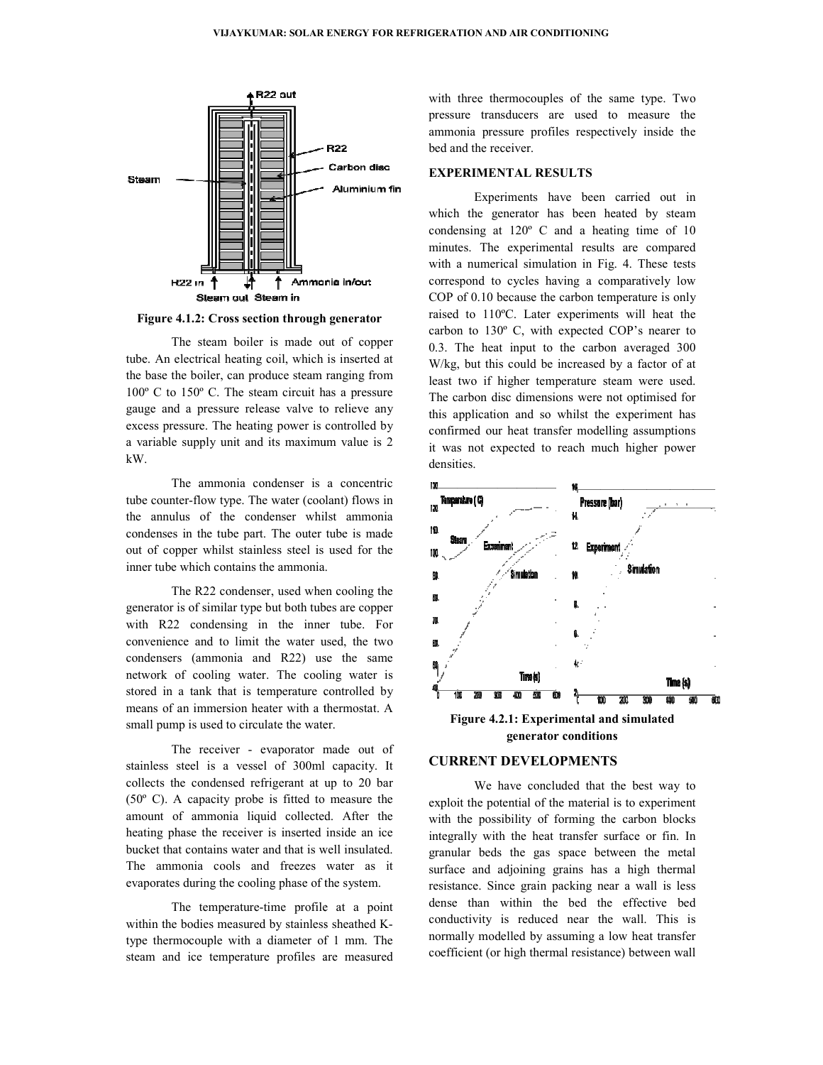Figure 4.1.2: Cross section through generator

The steam boiler is made out of copper tube. An electrical heating coil, which is inserted at the base the boiler, can produce steam ranging from 100º C to 150º C. The steam circuit has a pressure gauge and a pressure release valve to relieve any excess pressure. The heating power is controlled by a variable supply unit and its maximum value is 2 kW.

The ammonia condenser is a concentric tube counter-flow type. The water (coolant) flows in the annulus of the condenser whilst ammonia condenses in the tube part. The outer tube is made out of copper whilst stainless steel is used for the inner tube which contains the ammonia.

The R22 condenser, used when cooling the generator is of similar type but both tubes are copper with R22 condensing in the inner tube. For convenience and to limit the water used, the two condensers (ammonia and R22) use the same network of cooling water. The cooling water is stored in a tank that is temperature controlled by means of an immersion heater with a thermostat. A small pump is used to circulate the water.

The receiver - evaporator made out of stainless steel is a vessel of 300ml capacity. It collects the condensed refrigerant at up to 20 bar (50º C). A capacity probe is fitted to measure the amount of ammonia liquid collected. After the heating phase the receiver is inserted inside an ice bucket that contains water and that is well insulated. The ammonia cools and freezes water as it evaporates during the cooling phase of the system.

The temperature-time profile at a point within the bodies measured by stainless sheathed K-type thermocouple with a diameter of 1 mm. The steam and ice temperature profiles are measured with three thermocouples of the same type. Two pressure transducers are used to measure the ammonia pressure profiles respectively inside the bed and the receiver.

## EXPERIMENTAL RESULTS

Experiments have been carried out in which the generator has been heated by steam condensing at 120º C and a heating time of 10 minutes. The experimental results are compared with a numerical simulation in Fig. 4. These tests correspond to cycles having a comparatively low COP of 0.10 because the carbon temperature is only raised to 110ºC. Later experiments will heat the carbon to 130º C, with expected COP's nearer to 0.3. The heat input to the carbon averaged 300 W/kg, but this could be increased by a factor of at least two if higher temperature steam were used. The carbon disc dimensions were not optimised for this application and so whilst the experiment has confirmed our heat transfer modelling assumptions it was not expected to reach much higher power densities.

Figure 4.2.1: Experimental and simulated generator conditions

## CURRENT DEVELOPMENTS

We have concluded that the best way to exploit the potential of the material is to experiment with the possibility of forming the carbon blocks integrally with the heat transfer surface or fin. In granular beds the gas space between the metal surface and adjoining grains has a high thermal resistance. Since grain packing near a wall is less dense than within the bed the effective bed conductivity is reduced near the wall. This is normally modelled by assuming a low heat transfer coefficient (or high thermal resistance) between wall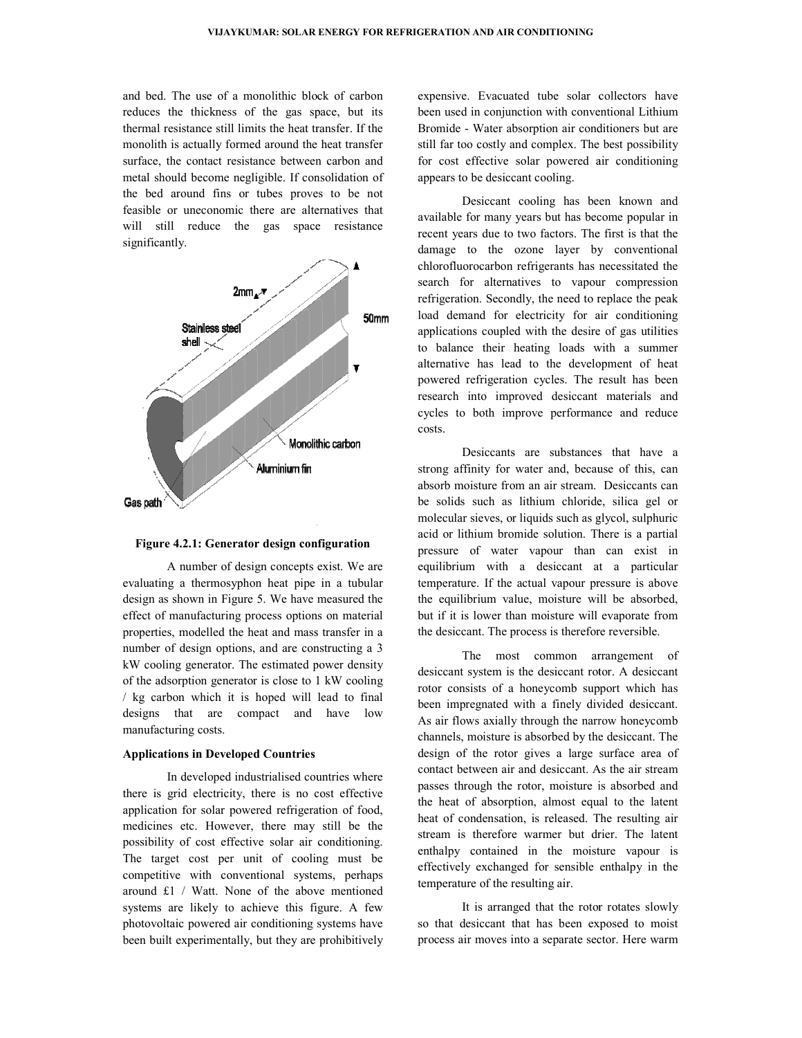and bed. The use of a monolithic block of carbon reduces the thickness of the gas space, but its thermal resistance still limits the heat transfer. If the monolith is actually formed around the heat transfer surface, the contact resistance between carbon and metal should become negligible. If consolidation of the bed around fins or tubes proves to be not feasible or uneconomic there are alternatives that will still reduce the gas space resistance significantly.

**Figure 4.2.1: Generator design configuration**

A number of design concepts exist. We are evaluating a thermosyphon heat pipe in a tubular design as shown in Figure 5. We have measured the effect of manufacturing process options on material properties, modelled the heat and mass transfer in a number of design options, and are constructing a 3 kW cooling generator. The estimated power density of the adsorption generator is close to 1 kW cooling / kg carbon which it is hoped will lead to final designs that are compact and have low manufacturing costs.

**Applications in Developed Countries**

In developed industrialised countries where there is grid electricity, there is no cost effective application for solar powered refrigeration of food, medicines etc. However, there may still be the possibility of cost effective solar air conditioning. The target cost per unit of cooling must be competitive with conventional systems, perhaps around £1 / Watt. None of the above mentioned systems are likely to achieve this figure. A few photovoltaic powered air conditioning systems have been built experimentally, but they are prohibitively expensive. Evacuated tube solar collectors have been used in conjunction with conventional Lithium Bromide - Water absorption air conditioners but are still far too costly and complex. The best possibility for cost effective solar powered air conditioning appears to be desiccant cooling.

Desiccant cooling has been known and available for many years but has become popular in recent years due to two factors. The first is that the damage to the ozone layer by conventional chlorofluorocarbon refrigerants has necessitated the search for alternatives to vapour compression refrigeration. Secondly, the need to replace the peak load demand for electricity for air conditioning applications coupled with the desire of gas utilities to balance their heating loads with a summer alternative has lead to the development of heat powered refrigeration cycles. The result has been research into improved desiccant materials and cycles to both improve performance and reduce costs.

Desiccants are substances that have a strong affinity for water and, because of this, can absorb moisture from an air stream. Desiccants can be solids such as lithium chloride, silica gel or molecular sieves, or liquids such as glycol, sulphuric acid or lithium bromide solution. There is a partial pressure of water vapour than can exist in equilibrium with a desiccant at a particular temperature. If the actual vapour pressure is above the equilibrium value, moisture will be absorbed, but if it is lower than moisture will evaporate from the desiccant. The process is therefore reversible.

The most common arrangement of desiccant system is the desiccant rotor. A desiccant rotor consists of a honeycomb support which has been impregnated with a finely divided desiccant. As air flows axially through the narrow honeycomb channels, moisture is absorbed by the desiccant. The design of the rotor gives a large surface area of contact between air and desiccant. As the air stream passes through the rotor, moisture is absorbed and the heat of absorption, almost equal to the latent heat of condensation, is released. The resulting air stream is therefore warmer but drier. The latent enthalpy contained in the moisture vapour is effectively exchanged for sensible enthalpy in the temperature of the resulting air.

It is arranged that the rotor rotates slowly so that desiccant that has been exposed to moist process air moves into a separate sector. Here warm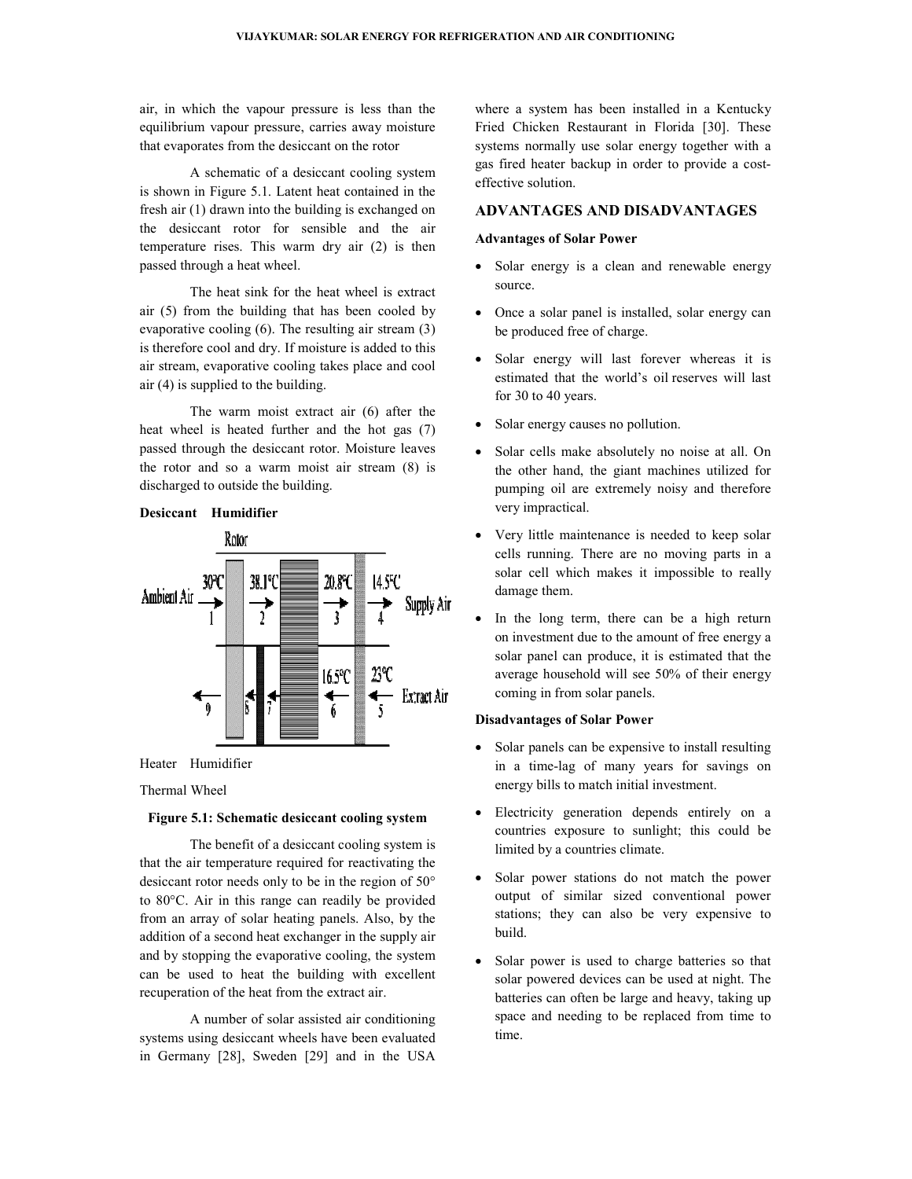air, in which the vapour pressure is less than the equilibrium vapour pressure, carries away moisture that evaporates from the desiccant on the rotor

A schematic of a desiccant cooling system is shown in Figure 5.1. Latent heat contained in the fresh air (1) drawn into the building is exchanged on the desiccant rotor for sensible and the air temperature rises. This warm dry air (2) is then passed through a heat wheel.

The heat sink for the heat wheel is extract air (5) from the building that has been cooled by evaporative cooling (6). The resulting air stream (3) is therefore cool and dry. If moisture is added to this air stream, evaporative cooling takes place and cool air (4) is supplied to the building.

The warm moist extract air (6) after the heat wheel is heated further and the hot gas (7) passed through the desiccant rotor. Moisture leaves the rotor and so a warm moist air stream (8) is discharged to outside the building.

**Desiccant Humidifier**

Rotor

Ambient Air → 30°C 1 → 38.1°C 2 → 20.8°C 3 → 14.5°C 4 → Supply Air

← 9 ← 8 ← 7 ← 16.5°C 6 ← 23°C 5 ← Extract Air

Heater Humidifier

Thermal Wheel

**Figure 5.1: Schematic desiccant cooling system**

The benefit of a desiccant cooling system is that the air temperature required for reactivating the desiccant rotor needs only to be in the region of 50° to 80°C. Air in this range can readily be provided from an array of solar heating panels. Also, by the addition of a second heat exchanger in the supply air and by stopping the evaporative cooling, the system can be used to heat the building with excellent recuperation of the heat from the extract air.

A number of solar assisted air conditioning systems using desiccant wheels have been evaluated in Germany [28], Sweden [29] and in the USA where a system has been installed in a Kentucky Fried Chicken Restaurant in Florida [30]. These systems normally use solar energy together with a gas fired heater backup in order to provide a cost-effective solution.

## ADVANTAGES AND DISADVANTAGES

### Advantages of Solar Power

- Solar energy is a clean and renewable energy source.
- Once a solar panel is installed, solar energy can be produced free of charge.
- Solar energy will last forever whereas it is estimated that the world's oil reserves will last for 30 to 40 years.
- Solar energy causes no pollution.
- Solar cells make absolutely no noise at all. On the other hand, the giant machines utilized for pumping oil are extremely noisy and therefore very impractical.
- Very little maintenance is needed to keep solar cells running. There are no moving parts in a solar cell which makes it impossible to really damage them.
- In the long term, there can be a high return on investment due to the amount of free energy a solar panel can produce, it is estimated that the average household will see 50% of their energy coming in from solar panels.

### Disadvantages of Solar Power

- Solar panels can be expensive to install resulting in a time-lag of many years for savings on energy bills to match initial investment.
- Electricity generation depends entirely on a countries exposure to sunlight; this could be limited by a countries climate.
- Solar power stations do not match the power output of similar sized conventional power stations; they can also be very expensive to build.
- Solar power is used to charge batteries so that solar powered devices can be used at night. The batteries can often be large and heavy, taking up space and needing to be replaced from time to time.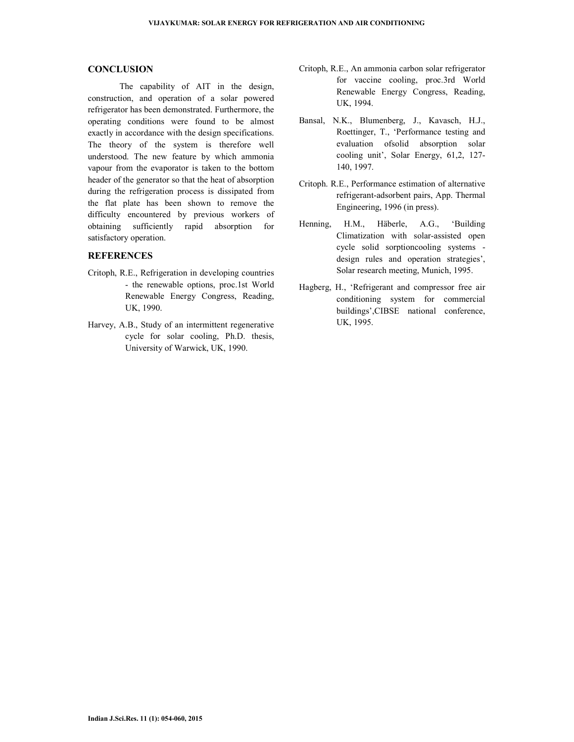## CONCLUSION

The capability of AIT in the design, construction, and operation of a solar powered refrigerator has been demonstrated. Furthermore, the operating conditions were found to be almost exactly in accordance with the design specifications. The theory of the system is therefore well understood. The new feature by which ammonia vapour from the evaporator is taken to the bottom header of the generator so that the heat of absorption during the refrigeration process is dissipated from the flat plate has been shown to remove the difficulty encountered by previous workers of obtaining sufficiently rapid absorption for satisfactory operation.

## REFERENCES

Critoph, R.E., Refrigeration in developing countries - the renewable options, proc.1st World Renewable Energy Congress, Reading, UK, 1990.

Harvey, A.B., Study of an intermittent regenerative cycle for solar cooling, Ph.D. thesis, University of Warwick, UK, 1990.

Critoph, R.E., An ammonia carbon solar refrigerator for vaccine cooling, proc.3rd World Renewable Energy Congress, Reading, UK, 1994.

Bansal, N.K., Blumenberg, J., Kavasch, H.J., Roettinger, T., 'Performance testing and evaluation ofsolid absorption solar cooling unit', Solar Energy, 61,2, 127-140, 1997.

Critoph. R.E., Performance estimation of alternative refrigerant-adsorbent pairs, App. Thermal Engineering, 1996 (in press).

Henning, H.M., Häberle, A.G., 'Building Climatization with solar-assisted open cycle solid sorptioncooling systems - design rules and operation strategies', Solar research meeting, Munich, 1995.

Hagberg, H., 'Refrigerant and compressor free air conditioning system for commercial buildings',CIBSE national conference, UK, 1995.